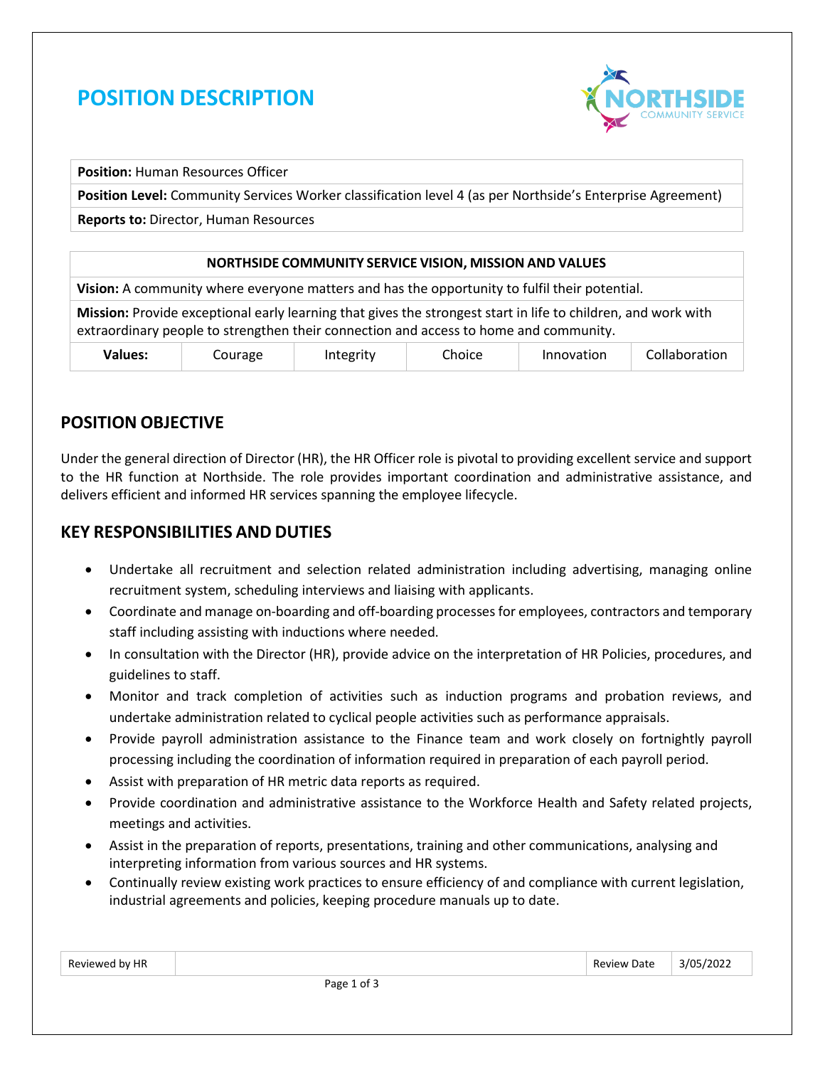# POSITION DESCRIPTION

| **Position:** Human Resources Officer |
|---|
| **Position Level:** Community Services Worker classification level 4 (as per Northside's Enterprise Agreement) |
| **Reports to:** Director, Human Resources |

| NORTHSIDE COMMUNITY SERVICE VISION, MISSION AND VALUES | | | | | |
|---|---|---|---|---|---|
| **Vision:** A community where everyone matters and has the opportunity to fulfil their potential. | | | | | |
| **Mission:** Provide exceptional early learning that gives the strongest start in life to children, and work with extraordinary people to strengthen their connection and access to home and community. | | | | | |
| **Values:** | Courage | Integrity | Choice | Innovation | Collaboration |

## POSITION OBJECTIVE

Under the general direction of Director (HR), the HR Officer role is pivotal to providing excellent service and support to the HR function at Northside. The role provides important coordination and administrative assistance, and delivers efficient and informed HR services spanning the employee lifecycle.

## KEY RESPONSIBILITIES AND DUTIES

- Undertake all recruitment and selection related administration including advertising, managing online recruitment system, scheduling interviews and liaising with applicants.
- Coordinate and manage on-boarding and off-boarding processes for employees, contractors and temporary staff including assisting with inductions where needed.
- In consultation with the Director (HR), provide advice on the interpretation of HR Policies, procedures, and guidelines to staff.
- Monitor and track completion of activities such as induction programs and probation reviews, and undertake administration related to cyclical people activities such as performance appraisals.
- Provide payroll administration assistance to the Finance team and work closely on fortnightly payroll processing including the coordination of information required in preparation of each payroll period.
- Assist with preparation of HR metric data reports as required.
- Provide coordination and administrative assistance to the Workforce Health and Safety related projects, meetings and activities.
- Assist in the preparation of reports, presentations, training and other communications, analysing and interpreting information from various sources and HR systems.
- Continually review existing work practices to ensure efficiency of and compliance with current legislation, industrial agreements and policies, keeping procedure manuals up to date.

| Reviewed by HR | | Review Date | 3/05/2022 |
|---|---|---|---|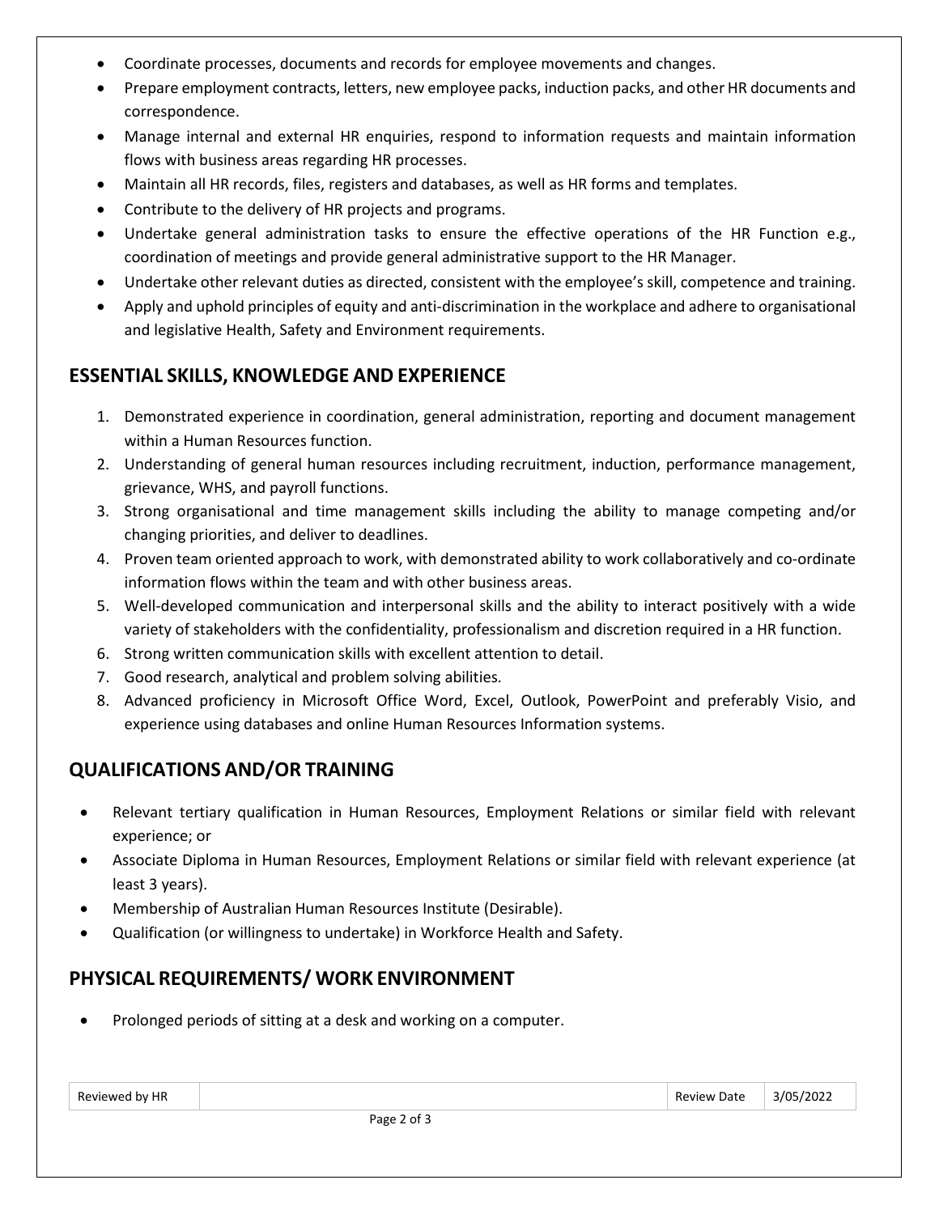- Coordinate processes, documents and records for employee movements and changes.
- Prepare employment contracts, letters, new employee packs, induction packs, and other HR documents and correspondence.
- Manage internal and external HR enquiries, respond to information requests and maintain information flows with business areas regarding HR processes.
- Maintain all HR records, files, registers and databases, as well as HR forms and templates.
- Contribute to the delivery of HR projects and programs.
- Undertake general administration tasks to ensure the effective operations of the HR Function e.g., coordination of meetings and provide general administrative support to the HR Manager.
- Undertake other relevant duties as directed, consistent with the employee's skill, competence and training.
- Apply and uphold principles of equity and anti-discrimination in the workplace and adhere to organisational and legislative Health, Safety and Environment requirements.

## ESSENTIAL SKILLS, KNOWLEDGE AND EXPERIENCE

1. Demonstrated experience in coordination, general administration, reporting and document management within a Human Resources function.
2. Understanding of general human resources including recruitment, induction, performance management, grievance, WHS, and payroll functions.
3. Strong organisational and time management skills including the ability to manage competing and/or changing priorities, and deliver to deadlines.
4. Proven team oriented approach to work, with demonstrated ability to work collaboratively and co-ordinate information flows within the team and with other business areas.
5. Well-developed communication and interpersonal skills and the ability to interact positively with a wide variety of stakeholders with the confidentiality, professionalism and discretion required in a HR function.
6. Strong written communication skills with excellent attention to detail.
7. Good research, analytical and problem solving abilities.
8. Advanced proficiency in Microsoft Office Word, Excel, Outlook, PowerPoint and preferably Visio, and experience using databases and online Human Resources Information systems.

## QUALIFICATIONS AND/OR TRAINING

- Relevant tertiary qualification in Human Resources, Employment Relations or similar field with relevant experience; or
- Associate Diploma in Human Resources, Employment Relations or similar field with relevant experience (at least 3 years).
- Membership of Australian Human Resources Institute (Desirable).
- Qualification (or willingness to undertake) in Workforce Health and Safety.

## PHYSICAL REQUIREMENTS/ WORK ENVIRONMENT

- Prolonged periods of sitting at a desk and working on a computer.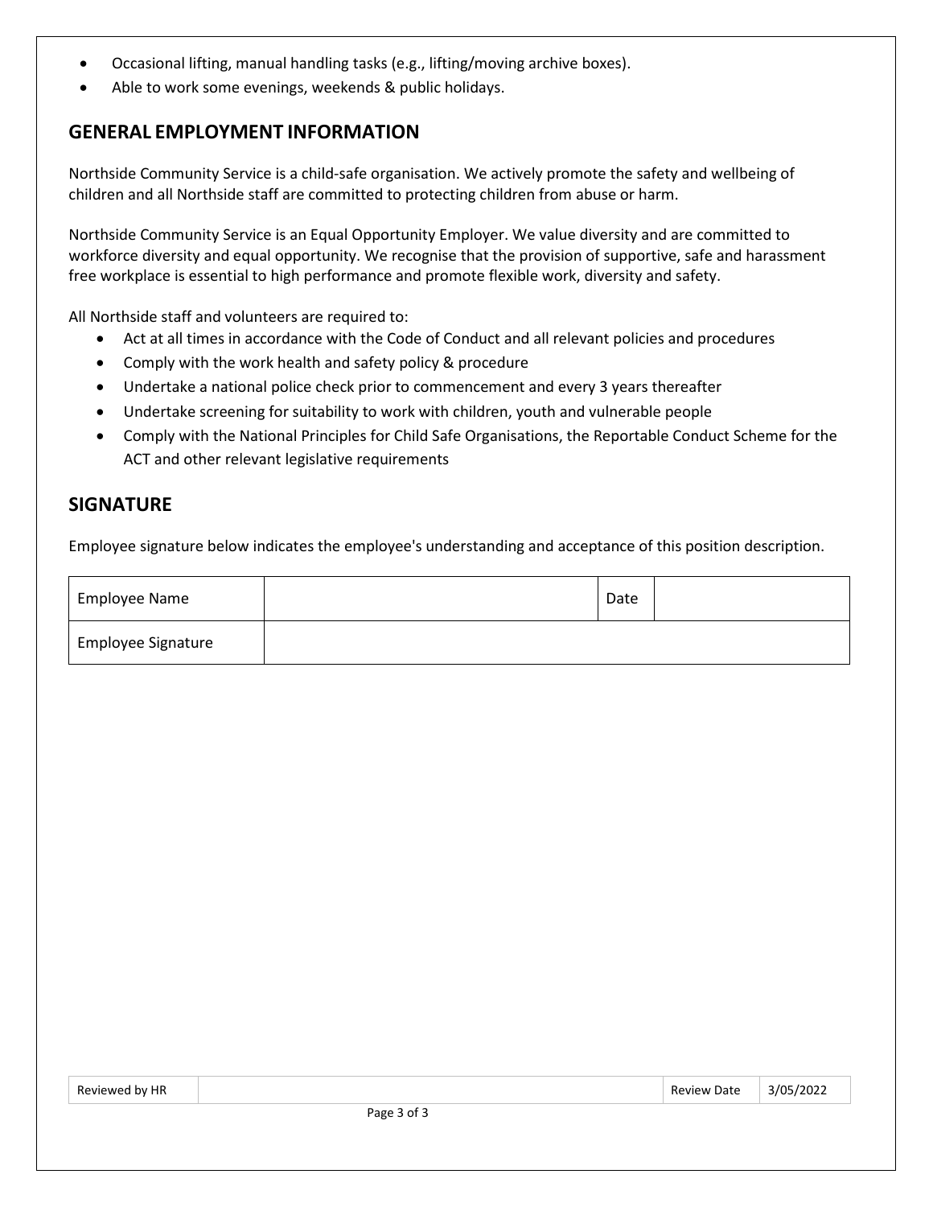- Occasional lifting, manual handling tasks (e.g., lifting/moving archive boxes).
- Able to work some evenings, weekends & public holidays.

## GENERAL EMPLOYMENT INFORMATION

Northside Community Service is a child-safe organisation. We actively promote the safety and wellbeing of children and all Northside staff are committed to protecting children from abuse or harm.

Northside Community Service is an Equal Opportunity Employer. We value diversity and are committed to workforce diversity and equal opportunity. We recognise that the provision of supportive, safe and harassment free workplace is essential to high performance and promote flexible work, diversity and safety.

All Northside staff and volunteers are required to:

- Act at all times in accordance with the Code of Conduct and all relevant policies and procedures
- Comply with the work health and safety policy & procedure
- Undertake a national police check prior to commencement and every 3 years thereafter
- Undertake screening for suitability to work with children, youth and vulnerable people
- Comply with the National Principles for Child Safe Organisations, the Reportable Conduct Scheme for the ACT and other relevant legislative requirements

## SIGNATURE

Employee signature below indicates the employee's understanding and acceptance of this position description.

| | | | |
|---|---|---|---|
| Employee Name | | Date | |
| Employee Signature | | | |

| | | | |
|---|---|---|---|
| Reviewed by HR | | Review Date | 3/05/2022 |